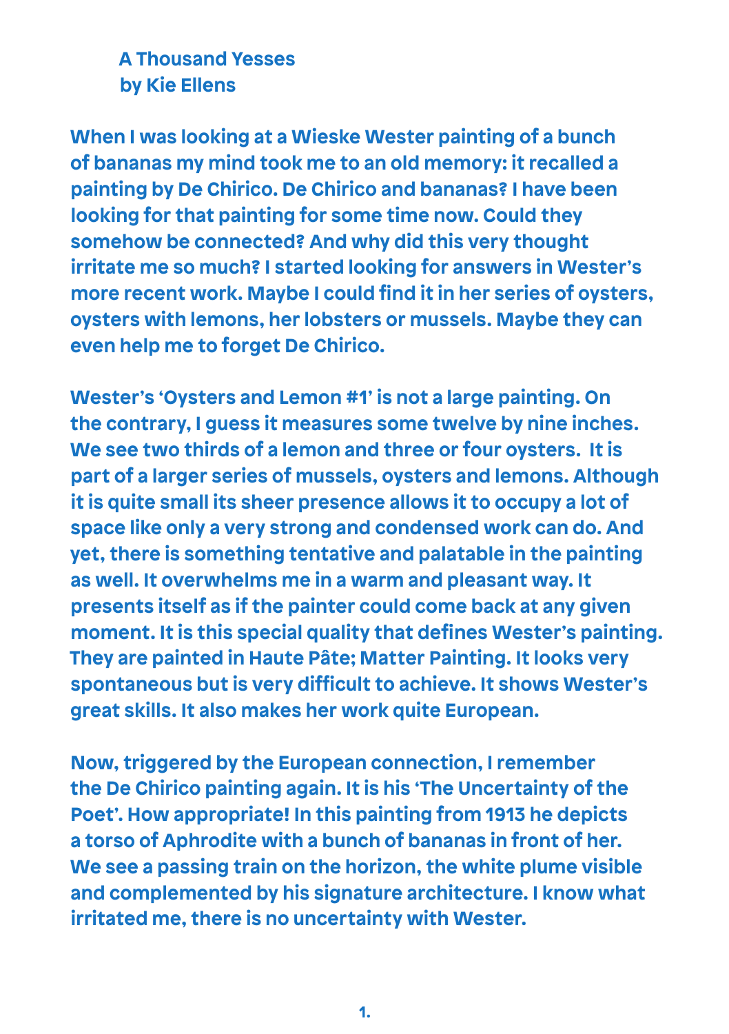# A Thousand Yesses
## by Kie Ellens

When I was looking at a Wieske Wester painting of a bunch of bananas my mind took me to an old memory: it recalled a painting by De Chirico. De Chirico and bananas? I have been looking for that painting for some time now. Could they somehow be connected? And why did this very thought irritate me so much? I started looking for answers in Wester's more recent work. Maybe I could find it in her series of oysters, oysters with lemons, her lobsters or mussels. Maybe they can even help me to forget De Chirico.

Wester's 'Oysters and Lemon #1' is not a large painting. On the contrary, I guess it measures some twelve by nine inches. We see two thirds of a lemon and three or four oysters. It is part of a larger series of mussels, oysters and lemons. Although it is quite small its sheer presence allows it to occupy a lot of space like only a very strong and condensed work can do. And yet, there is something tentative and palatable in the painting as well. It overwhelms me in a warm and pleasant way. It presents itself as if the painter could come back at any given moment. It is this special quality that defines Wester's painting. They are painted in Haute Pâte; Matter Painting. It looks very spontaneous but is very difficult to achieve. It shows Wester's great skills. It also makes her work quite European.

Now, triggered by the European connection, I remember the De Chirico painting again. It is his 'The Uncertainty of the Poet'. How appropriate! In this painting from 1913 he depicts a torso of Aphrodite with a bunch of bananas in front of her. We see a passing train on the horizon, the white plume visible and complemented by his signature architecture. I know what irritated me, there is no uncertainty with Wester.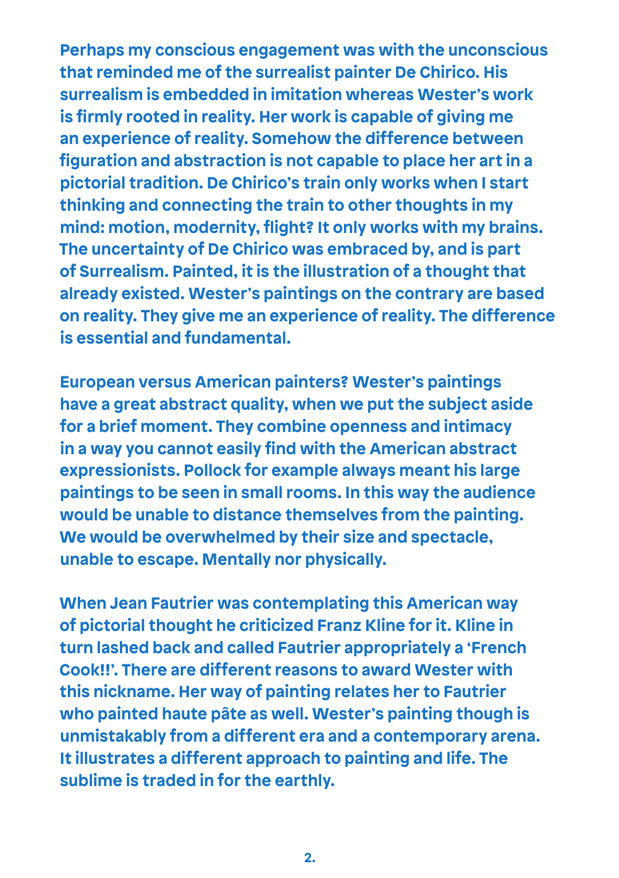Perhaps my conscious engagement was with the unconscious that reminded me of the surrealist painter De Chirico. His surrealism is embedded in imitation whereas Wester's work is firmly rooted in reality. Her work is capable of giving me an experience of reality. Somehow the difference between figuration and abstraction is not capable to place her art in a pictorial tradition. De Chirico's train only works when I start thinking and connecting the train to other thoughts in my mind: motion, modernity, flight? It only works with my brains. The uncertainty of De Chirico was embraced by, and is part of Surrealism. Painted, it is the illustration of a thought that already existed. Wester's paintings on the contrary are based on reality. They give me an experience of reality. The difference is essential and fundamental.

European versus American painters? Wester's paintings have a great abstract quality, when we put the subject aside for a brief moment. They combine openness and intimacy in a way you cannot easily find with the American abstract expressionists. Pollock for example always meant his large paintings to be seen in small rooms. In this way the audience would be unable to distance themselves from the painting. We would be overwhelmed by their size and spectacle, unable to escape. Mentally nor physically.

When Jean Fautrier was contemplating this American way of pictorial thought he criticized Franz Kline for it. Kline in turn lashed back and called Fautrier appropriately a 'French Cook!!'. There are different reasons to award Wester with this nickname. Her way of painting relates her to Fautrier who painted haute pâte as well. Wester's painting though is unmistakably from a different era and a contemporary arena. It illustrates a different approach to painting and life. The sublime is traded in for the earthly.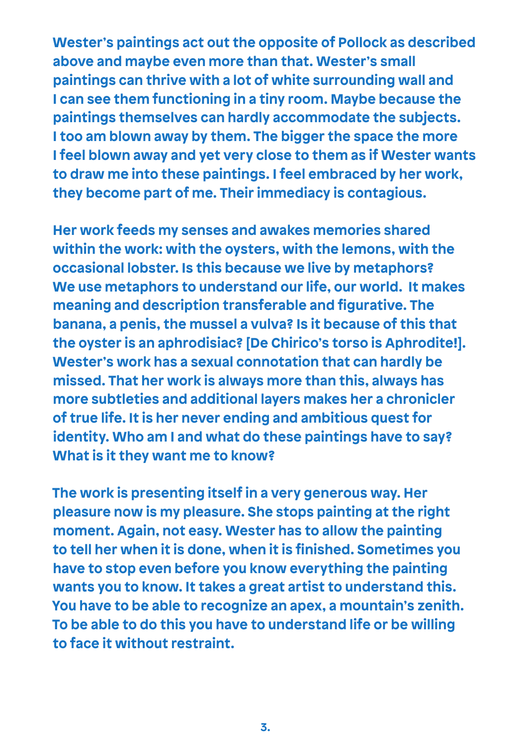Wester's paintings act out the opposite of Pollock as described above and maybe even more than that. Wester's small paintings can thrive with a lot of white surrounding wall and I can see them functioning in a tiny room. Maybe because the paintings themselves can hardly accommodate the subjects. I too am blown away by them. The bigger the space the more I feel blown away and yet very close to them as if Wester wants to draw me into these paintings. I feel embraced by her work, they become part of me. Their immediacy is contagious.

Her work feeds my senses and awakes memories shared within the work: with the oysters, with the lemons, with the occasional lobster. Is this because we live by metaphors? We use metaphors to understand our life, our world. It makes meaning and description transferable and figurative. The banana, a penis, the mussel a vulva? Is it because of this that the oyster is an aphrodisiac? [De Chirico's torso is Aphrodite!]. Wester's work has a sexual connotation that can hardly be missed. That her work is always more than this, always has more subtleties and additional layers makes her a chronicler of true life. It is her never ending and ambitious quest for identity. Who am I and what do these paintings have to say? What is it they want me to know?

The work is presenting itself in a very generous way. Her pleasure now is my pleasure. She stops painting at the right moment. Again, not easy. Wester has to allow the painting to tell her when it is done, when it is finished. Sometimes you have to stop even before you know everything the painting wants you to know. It takes a great artist to understand this. You have to be able to recognize an apex, a mountain's zenith. To be able to do this you have to understand life or be willing to face it without restraint.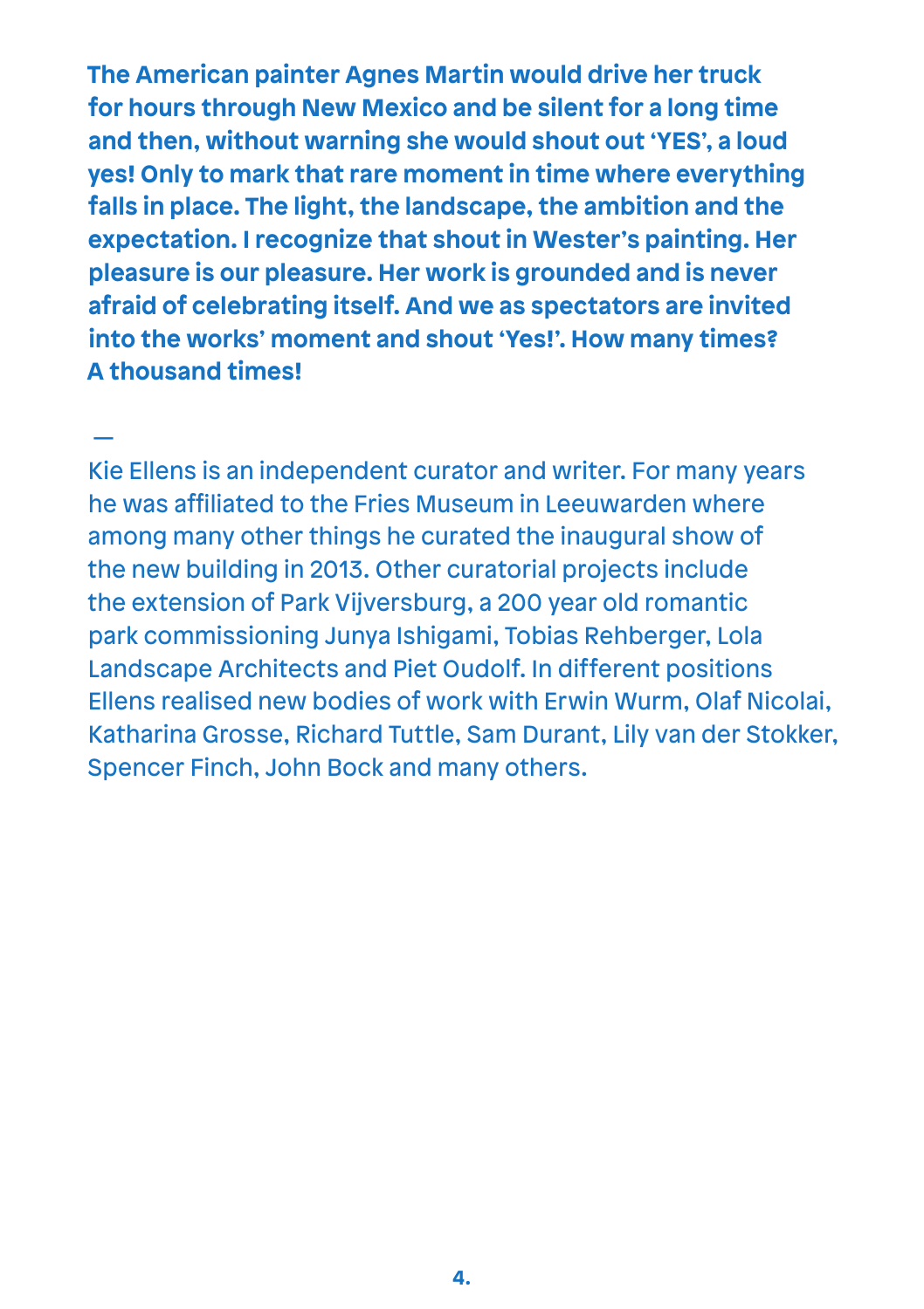**The American painter Agnes Martin would drive her truck for hours through New Mexico and be silent for a long time and then, without warning she would shout out 'YES', a loud yes! Only to mark that rare moment in time where everything falls in place. The light, the landscape, the ambition and the expectation. I recognize that shout in Wester's painting. Her pleasure is our pleasure. Her work is grounded and is never afraid of celebrating itself. And we as spectators are invited into the works' moment and shout 'Yes!'. How many times? A thousand times!**

—

Kie Ellens is an independent curator and writer. For many years he was affiliated to the Fries Museum in Leeuwarden where among many other things he curated the inaugural show of the new building in 2013. Other curatorial projects include the extension of Park Vijversburg, a 200 year old romantic park commissioning Junya Ishigami, Tobias Rehberger, Lola Landscape Architects and Piet Oudolf. In different positions Ellens realised new bodies of work with Erwin Wurm, Olaf Nicolai, Katharina Grosse, Richard Tuttle, Sam Durant, Lily van der Stokker, Spencer Finch, John Bock and many others.